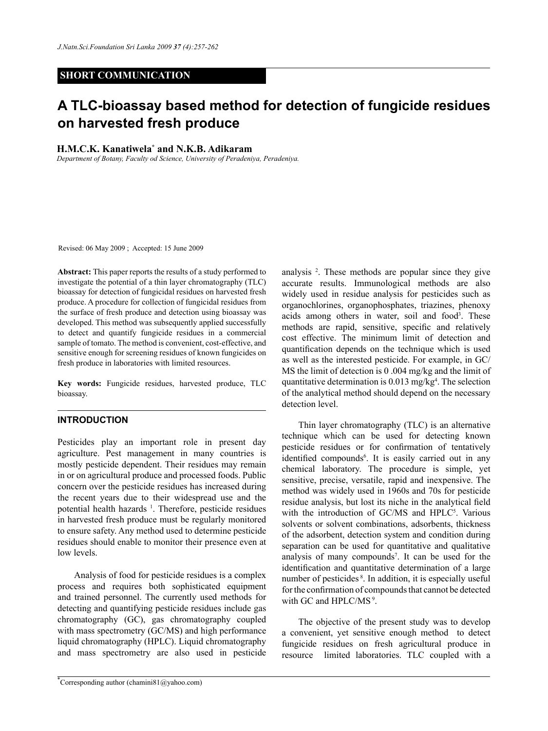SHORT COMMUNICATION

# A TLC-bioassay based method for detection of fungicide residues on harvested fresh produce

**H.M.C.K. Kanatiwela[*] and N.K.B. Adikaram**

*Department of Botany, Faculty od Science, University of Peradeniya, Peradeniya.*

Revised: 06 May 2009 ; Accepted: 15 June 2009

**Abstract:** This paper reports the results of a study performed to investigate the potential of a thin layer chromatography (TLC) bioassay for detection of fungicidal residues on harvested fresh produce. A procedure for collection of fungicidal residues from the surface of fresh produce and detection using bioassay was developed. This method was subsequently applied successfully to detect and quantify fungicide residues in a commercial sample of tomato. The method is convenient, cost-effective, and sensitive enough for screening residues of known fungicides on fresh produce in laboratories with limited resources.

**Key words:** Fungicide residues, harvested produce, TLC bioassay.

## INTRODUCTION

Pesticides play an important role in present day agriculture. Pest management in many countries is mostly pesticide dependent. Their residues may remain in or on agricultural produce and processed foods. Public concern over the pesticide residues has increased during the recent years due to their widespread use and the potential health hazards [1]. Therefore, pesticide residues in harvested fresh produce must be regularly monitored to ensure safety. Any method used to determine pesticide residues should enable to monitor their presence even at low levels.

Analysis of food for pesticide residues is a complex process and requires both sophisticated equipment and trained personnel. The currently used methods for detecting and quantifying pesticide residues include gas chromatography (GC), gas chromatography coupled with mass spectrometry (GC/MS) and high performance liquid chromatography (HPLC). Liquid chromatography and mass spectrometry are also used in pesticide analysis [2]. These methods are popular since they give accurate results. Immunological methods are also widely used in residue analysis for pesticides such as organochlorines, organophosphates, triazines, phenoxy acids among others in water, soil and food[3]. These methods are rapid, sensitive, specific and relatively cost effective. The minimum limit of detection and quantification depends on the technique which is used as well as the interested pesticide. For example, in GC/MS the limit of detection is 0 .004 mg/kg and the limit of quantitative determination is 0.013 mg/kg[4]. The selection of the analytical method should depend on the necessary detection level.

Thin layer chromatography (TLC) is an alternative technique which can be used for detecting known pesticide residues or for confirmation of tentatively identified compounds[6]. It is easily carried out in any chemical laboratory. The procedure is simple, yet sensitive, precise, versatile, rapid and inexpensive. The method was widely used in 1960s and 70s for pesticide residue analysis, but lost its niche in the analytical field with the introduction of GC/MS and HPLC[5]. Various solvents or solvent combinations, adsorbents, thickness of the adsorbent, detection system and condition during separation can be used for quantitative and qualitative analysis of many compounds[7]. It can be used for the identification and quantitative determination of a large number of pesticides [8]. In addition, it is especially useful for the confirmation of compounds that cannot be detected with GC and HPLC/MS [9].

The objective of the present study was to develop a convenient, yet sensitive enough method to detect fungicide residues on fresh agricultural produce in resource limited laboratories. TLC coupled with a

[*]Corresponding author (chamini81@yahoo.com)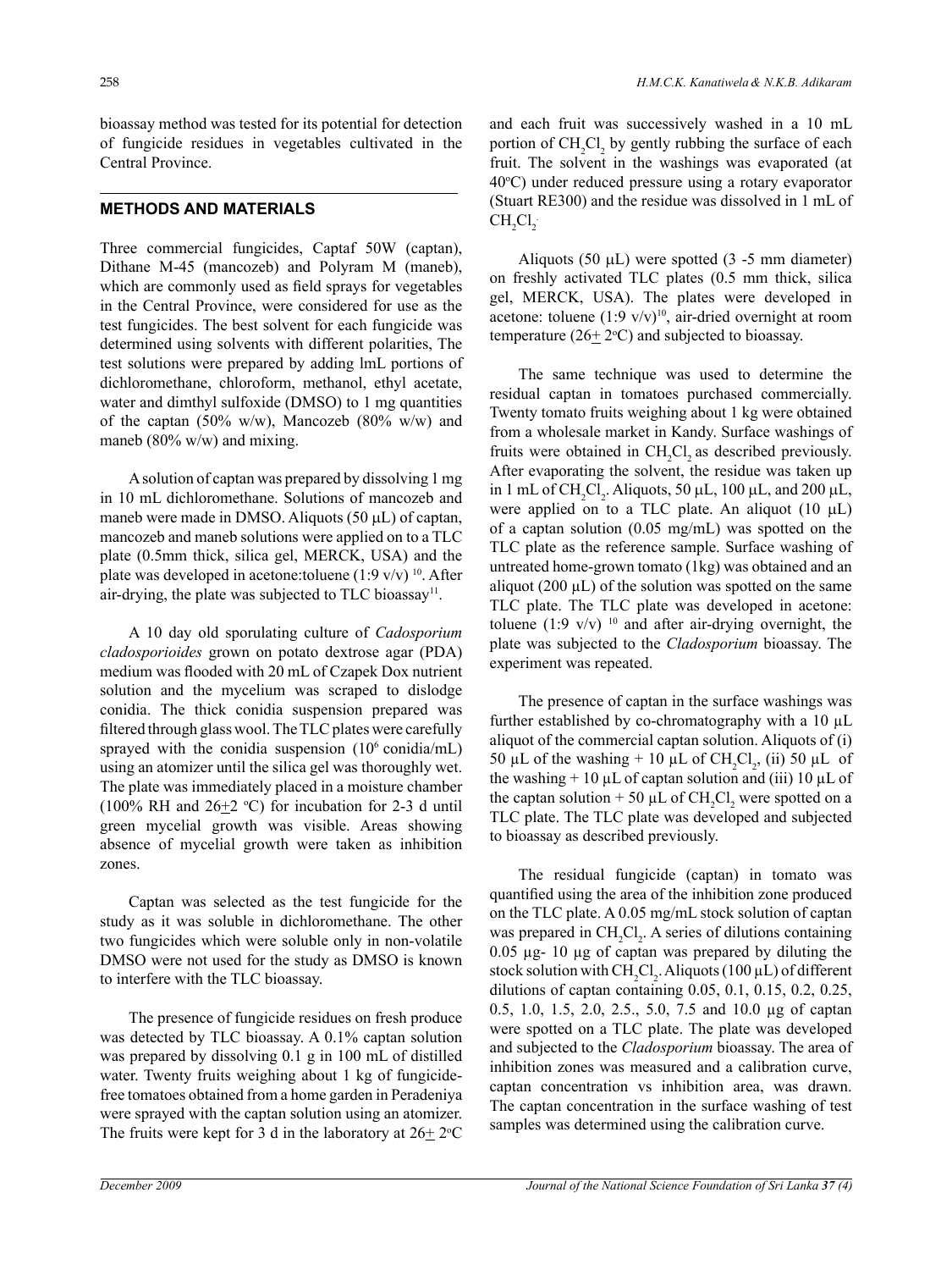bioassay method was tested for its potential for detection of fungicide residues in vegetables cultivated in the Central Province.

## METHODS AND MATERIALS

Three commercial fungicides, Captaf 50W (captan), Dithane M-45 (mancozeb) and Polyram M (maneb), which are commonly used as field sprays for vegetables in the Central Province, were considered for use as the test fungicides. The best solvent for each fungicide was determined using solvents with different polarities, The test solutions were prepared by adding lmL portions of dichloromethane, chloroform, methanol, ethyl acetate, water and dimthyl sulfoxide (DMSO) to 1 mg quantities of the captan (50% w/w), Mancozeb (80% w/w) and maneb (80% w/w) and mixing.

A solution of captan was prepared by dissolving 1 mg in 10 mL dichloromethane. Solutions of mancozeb and maneb were made in DMSO. Aliquots (50 µL) of captan, mancozeb and maneb solutions were applied on to a TLC plate (0.5mm thick, silica gel, MERCK, USA) and the plate was developed in acetone:toluene (1:9 v/v) [10]. After air-drying, the plate was subjected to TLC bioassay[11].

A 10 day old sporulating culture of *Cadosporium cladosporioides* grown on potato dextrose agar (PDA) medium was flooded with 20 mL of Czapek Dox nutrient solution and the mycelium was scraped to dislodge conidia. The thick conidia suspension prepared was filtered through glass wool. The TLC plates were carefully sprayed with the conidia suspension ($10^6$ conidia/mL) using an atomizer until the silica gel was thoroughly wet. The plate was immediately placed in a moisture chamber (100% RH and 26$\pm$2 °C) for incubation for 2-3 d until green mycelial growth was visible. Areas showing absence of mycelial growth were taken as inhibition zones.

Captan was selected as the test fungicide for the study as it was soluble in dichloromethane. The other two fungicides which were soluble only in non-volatile DMSO were not used for the study as DMSO is known to interfere with the TLC bioassay.

The presence of fungicide residues on fresh produce was detected by TLC bioassay. A 0.1% captan solution was prepared by dissolving 0.1 g in 100 mL of distilled water. Twenty fruits weighing about 1 kg of fungicide-free tomatoes obtained from a home garden in Peradeniya were sprayed with the captan solution using an atomizer. The fruits were kept for 3 d in the laboratory at 26$\pm$ 2°C and each fruit was successively washed in a 10 mL portion of $CH_2Cl_2$ by gently rubbing the surface of each fruit. The solvent in the washings was evaporated (at 40°C) under reduced pressure using a rotary evaporator (Stuart RE300) and the residue was dissolved in 1 mL of $CH_2Cl_2$.

Aliquots (50 µL) were spotted (3 -5 mm diameter) on freshly activated TLC plates (0.5 mm thick, silica gel, MERCK, USA). The plates were developed in acetone: toluene (1:9 v/v)[10], air-dried overnight at room temperature (26$\pm$ 2°C) and subjected to bioassay.

The same technique was used to determine the residual captan in tomatoes purchased commercially. Twenty tomato fruits weighing about 1 kg were obtained from a wholesale market in Kandy. Surface washings of fruits were obtained in $CH_2Cl_2$ as described previously. After evaporating the solvent, the residue was taken up in 1 mL of $CH_2Cl_2$. Aliquots, 50 µL, 100 µL, and 200 µL, were applied on to a TLC plate. An aliquot (10 µL) of a captan solution (0.05 mg/mL) was spotted on the TLC plate as the reference sample. Surface washing of untreated home-grown tomato (1kg) was obtained and an aliquot (200 µL) of the solution was spotted on the same TLC plate. The TLC plate was developed in acetone: toluene (1:9 v/v) [10] and after air-drying overnight, the plate was subjected to the *Cladosporium* bioassay. The experiment was repeated.

The presence of captan in the surface washings was further established by co-chromatography with a 10 µL aliquot of the commercial captan solution. Aliquots of (i) 50 µL of the washing + 10 µL of $CH_2Cl_2$, (ii) 50 µL of the washing + 10 µL of captan solution and (iii) 10 µL of the captan solution + 50 µL of $CH_2Cl_2$ were spotted on a TLC plate. The TLC plate was developed and subjected to bioassay as described previously.

The residual fungicide (captan) in tomato was quantified using the area of the inhibition zone produced on the TLC plate. A 0.05 mg/mL stock solution of captan was prepared in $CH_2Cl_2$. A series of dilutions containing 0.05 µg- 10 µg of captan was prepared by diluting the stock solution with $CH_2Cl_2$. Aliquots (100 µL) of different dilutions of captan containing 0.05, 0.1, 0.15, 0.2, 0.25, 0.5, 1.0, 1.5, 2.0, 2.5., 5.0, 7.5 and 10.0 µg of captan were spotted on a TLC plate. The plate was developed and subjected to the *Cladosporium* bioassay. The area of inhibition zones was measured and a calibration curve, captan concentration vs inhibition area, was drawn. The captan concentration in the surface washing of test samples was determined using the calibration curve.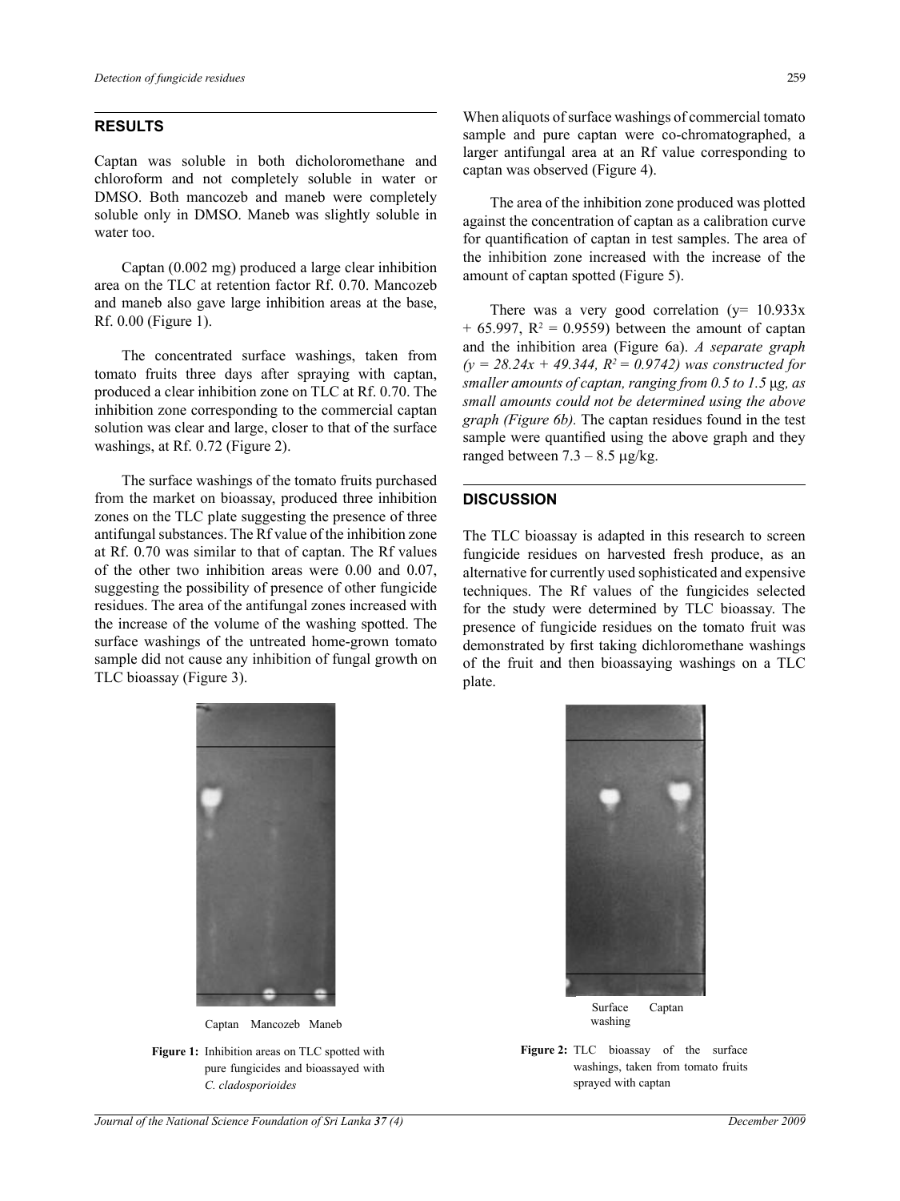## RESULTS

Captan was soluble in both dicholoromethane and chloroform and not completely soluble in water or DMSO. Both mancozeb and maneb were completely soluble only in DMSO. Maneb was slightly soluble in water too.

Captan (0.002 mg) produced a large clear inhibition area on the TLC at retention factor Rf. 0.70. Mancozeb and maneb also gave large inhibition areas at the base, Rf. 0.00 (Figure 1).

The concentrated surface washings, taken from tomato fruits three days after spraying with captan, produced a clear inhibition zone on TLC at Rf. 0.70. The inhibition zone corresponding to the commercial captan solution was clear and large, closer to that of the surface washings, at Rf. 0.72 (Figure 2).

The surface washings of the tomato fruits purchased from the market on bioassay, produced three inhibition zones on the TLC plate suggesting the presence of three antifungal substances. The Rf value of the inhibition zone at Rf. 0.70 was similar to that of captan. The Rf values of the other two inhibition areas were 0.00 and 0.07, suggesting the possibility of presence of other fungicide residues. The area of the antifungal zones increased with the increase of the volume of the washing spotted. The surface washings of the untreated home-grown tomato sample did not cause any inhibition of fungal growth on TLC bioassay (Figure 3).

When aliquots of surface washings of commercial tomato sample and pure captan were co-chromatographed, a larger antifungal area at an Rf value corresponding to captan was observed (Figure 4).

The area of the inhibition zone produced was plotted against the concentration of captan as a calibration curve for quantification of captan in test samples. The area of the inhibition zone increased with the increase of the amount of captan spotted (Figure 5).

There was a very good correlation ($y = 10.933x + 65.997$, $R^2 = 0.9559$) between the amount of captan and the inhibition area (Figure 6a). *A separate graph ($y = 28.24x + 49.344$, $R^2 = 0.9742$) was constructed for smaller amounts of captan, ranging from 0.5 to 1.5* μg*, as small amounts could not be determined using the above graph (Figure 6b).* The captan residues found in the test sample were quantified using the above graph and they ranged between 7.3 – 8.5 μg/kg.

## DISCUSSION

The TLC bioassay is adapted in this research to screen fungicide residues on harvested fresh produce, as an alternative for currently used sophisticated and expensive techniques. The Rf values of the fungicides selected for the study were determined by TLC bioassay. The presence of fungicide residues on the tomato fruit was demonstrated by first taking dichloromethane washings of the fruit and then bioassaying washings on a TLC plate.

Captan Mancozeb Maneb

**Figure 1:** Inhibition areas on TLC spotted with pure fungicides and bioassayed with *C. cladosporioides*

Surface washing Captan

**Figure 2:** TLC bioassay of the surface washings, taken from tomato fruits sprayed with captan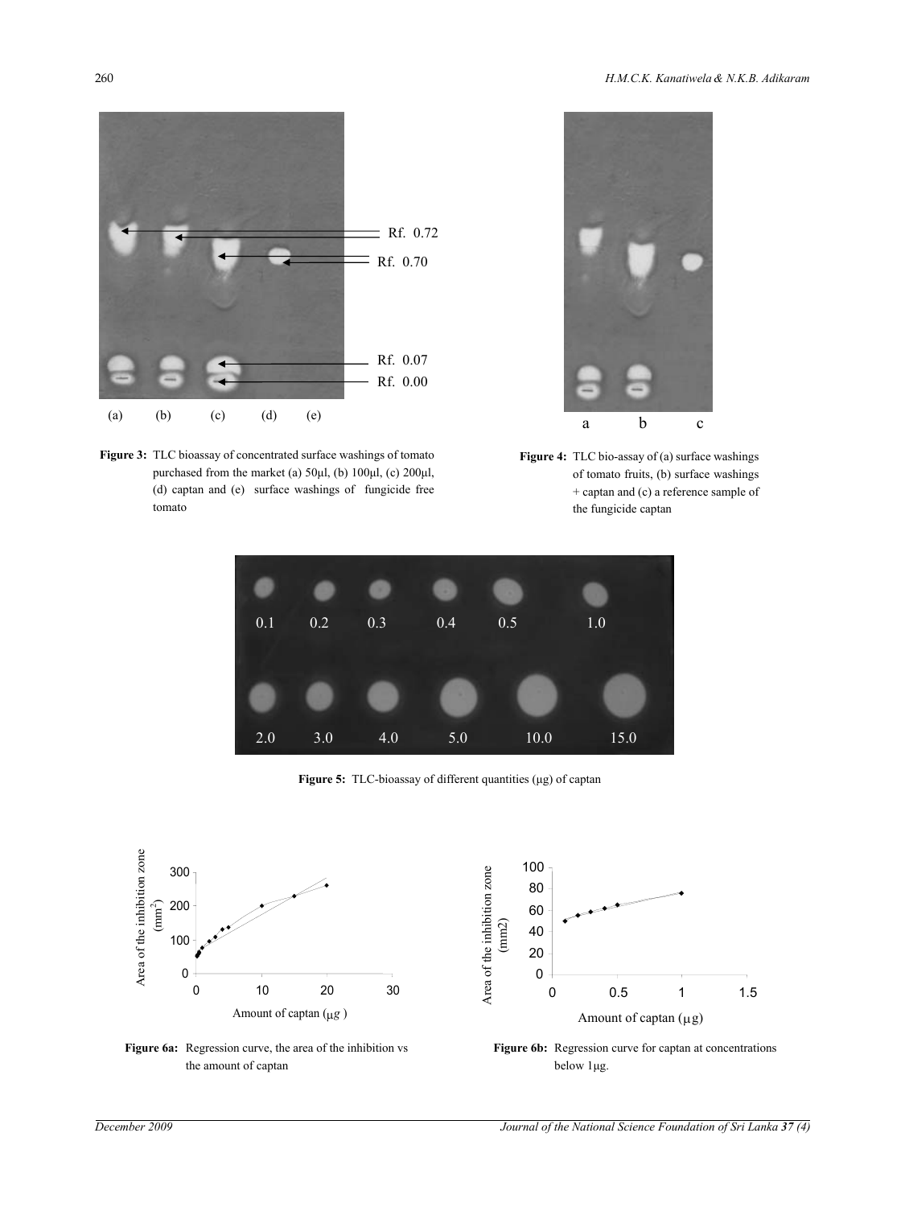**Figure 3:** TLC bioassay of concentrated surface washings of tomato purchased from the market (a) 50μl, (b) 100μl, (c) 200μl, (d) captan and (e) surface washings of fungicide free tomato

**Figure 4:** TLC bio-assay of (a) surface washings of tomato fruits, (b) surface washings + captan and (c) a reference sample of the fungicide captan

**Figure 5:** TLC-bioassay of different quantities (μg) of captan

**Figure 6a:** Regression curve, the area of the inhibition vs the amount of captan

**Figure 6b:** Regression curve for captan at concentrations below 1μg.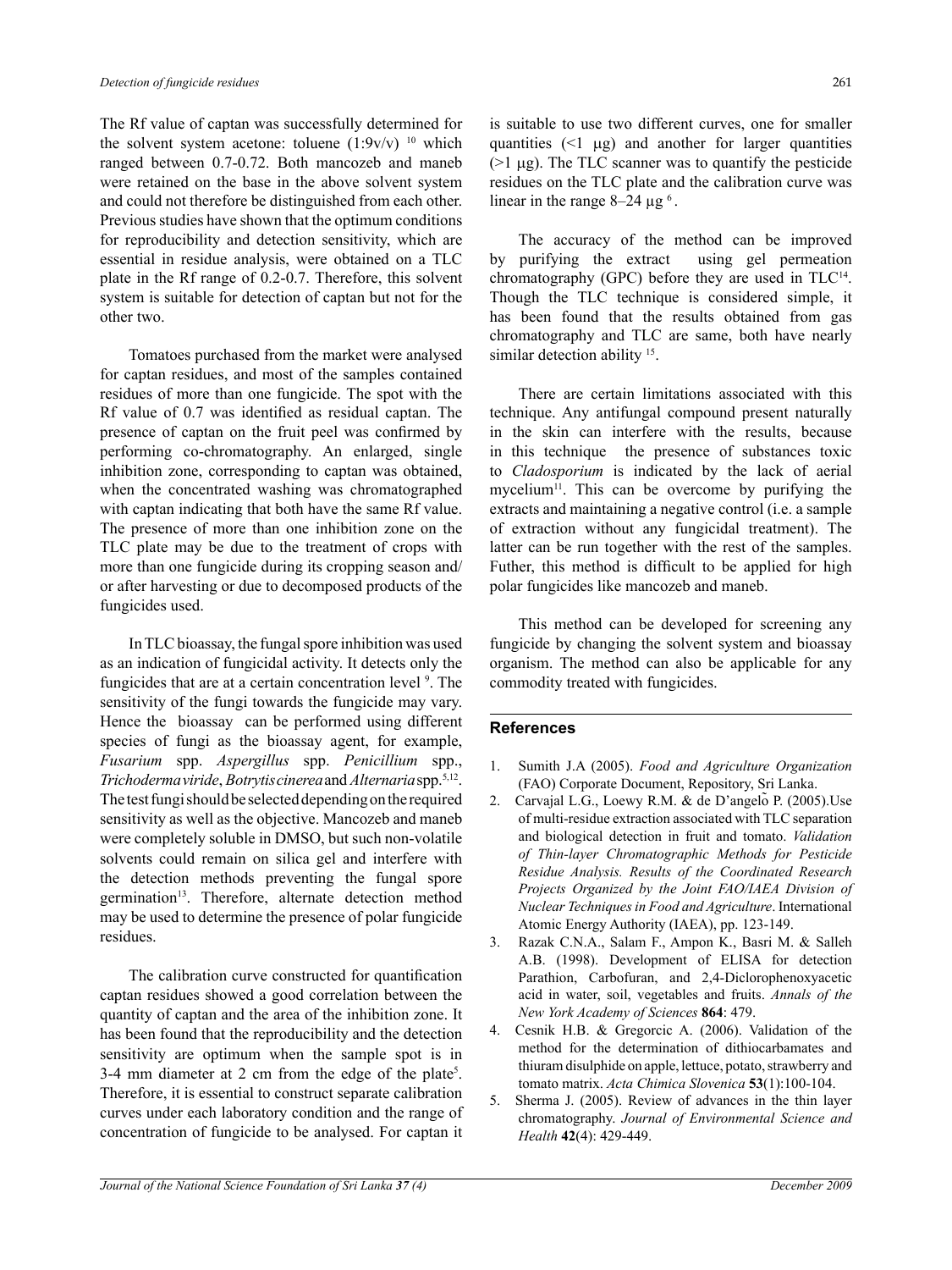The Rf value of captan was successfully determined for the solvent system acetone: toluene (1:9v/v) [10] which ranged between 0.7-0.72. Both mancozeb and maneb were retained on the base in the above solvent system and could not therefore be distinguished from each other. Previous studies have shown that the optimum conditions for reproducibility and detection sensitivity, which are essential in residue analysis, were obtained on a TLC plate in the Rf range of 0.2-0.7. Therefore, this solvent system is suitable for detection of captan but not for the other two.

Tomatoes purchased from the market were analysed for captan residues, and most of the samples contained residues of more than one fungicide. The spot with the Rf value of 0.7 was identified as residual captan. The presence of captan on the fruit peel was confirmed by performing co-chromatography. An enlarged, single inhibition zone, corresponding to captan was obtained, when the concentrated washing was chromatographed with captan indicating that both have the same Rf value. The presence of more than one inhibition zone on the TLC plate may be due to the treatment of crops with more than one fungicide during its cropping season and/or after harvesting or due to decomposed products of the fungicides used.

In TLC bioassay, the fungal spore inhibition was used as an indication of fungicidal activity. It detects only the fungicides that are at a certain concentration level [9]. The sensitivity of the fungi towards the fungicide may vary. Hence the bioassay can be performed using different species of fungi as the bioassay agent, for example, *Fusarium* spp. *Aspergillus* spp. *Penicillium* spp., *Trichoderma viride*, *Botrytis cinerea* and *Alternaria* spp.[5,12]. The test fungi should be selected depending on the required sensitivity as well as the objective. Mancozeb and maneb were completely soluble in DMSO, but such non-volatile solvents could remain on silica gel and interfere with the detection methods preventing the fungal spore germination[13]. Therefore, alternate detection method may be used to determine the presence of polar fungicide residues.

The calibration curve constructed for quantification captan residues showed a good correlation between the quantity of captan and the area of the inhibition zone. It has been found that the reproducibility and the detection sensitivity are optimum when the sample spot is in 3-4 mm diameter at 2 cm from the edge of the plate[5]. Therefore, it is essential to construct separate calibration curves under each laboratory condition and the range of concentration of fungicide to be analysed. For captan it is suitable to use two different curves, one for smaller quantities (<1 μg) and another for larger quantities (>1 μg). The TLC scanner was to quantify the pesticide residues on the TLC plate and the calibration curve was linear in the range 8–24 μg [6].

The accuracy of the method can be improved by purifying the extract using gel permeation chromatography (GPC) before they are used in TLC[14]. Though the TLC technique is considered simple, it has been found that the results obtained from gas chromatography and TLC are same, both have nearly similar detection ability [15].

There are certain limitations associated with this technique. Any antifungal compound present naturally in the skin can interfere with the results, because in this technique the presence of substances toxic to *Cladosporium* is indicated by the lack of aerial mycelium[11]. This can be overcome by purifying the extracts and maintaining a negative control (i.e. a sample of extraction without any fungicidal treatment). The latter can be run together with the rest of the samples. Futher, this method is difficult to be applied for high polar fungicides like mancozeb and maneb.

This method can be developed for screening any fungicide by changing the solvent system and bioassay organism. The method can also be applicable for any commodity treated with fungicides.

## References

1. Sumith J.A (2005). *Food and Agriculture Organization* (FAO) Corporate Document, Repository, Sri Lanka.
2. Carvajal L.G., Loewy R.M. & de D'angelo P. (2005).Use of multi-residue extraction associated with TLC separation and biological detection in fruit and tomato. *Validation of Thin-layer Chromatographic Methods for Pesticide Residue Analysis. Results of the Coordinated Research Projects Organized by the Joint FAO/IAEA Division of Nuclear Techniques in Food and Agriculture*. International Atomic Energy Authority (IAEA), pp. 123-149.
3. Razak C.N.A., Salam F., Ampon K., Basri M. & Salleh A.B. (1998). Development of ELISA for detection Parathion, Carbofuran, and 2,4-Diclorophenoxyacetic acid in water, soil, vegetables and fruits. *Annals of the New York Academy of Sciences* **864**: 479.
4. Cesnik H.B. & Gregorcic A. (2006). Validation of the method for the determination of dithiocarbamates and thiuram disulphide on apple, lettuce, potato, strawberry and tomato matrix. *Acta Chimica Slovenica* **53**(1):100-104.
5. Sherma J. (2005). Review of advances in the thin layer chromatography. *Journal of Environmental Science and Health* **42**(4): 429-449.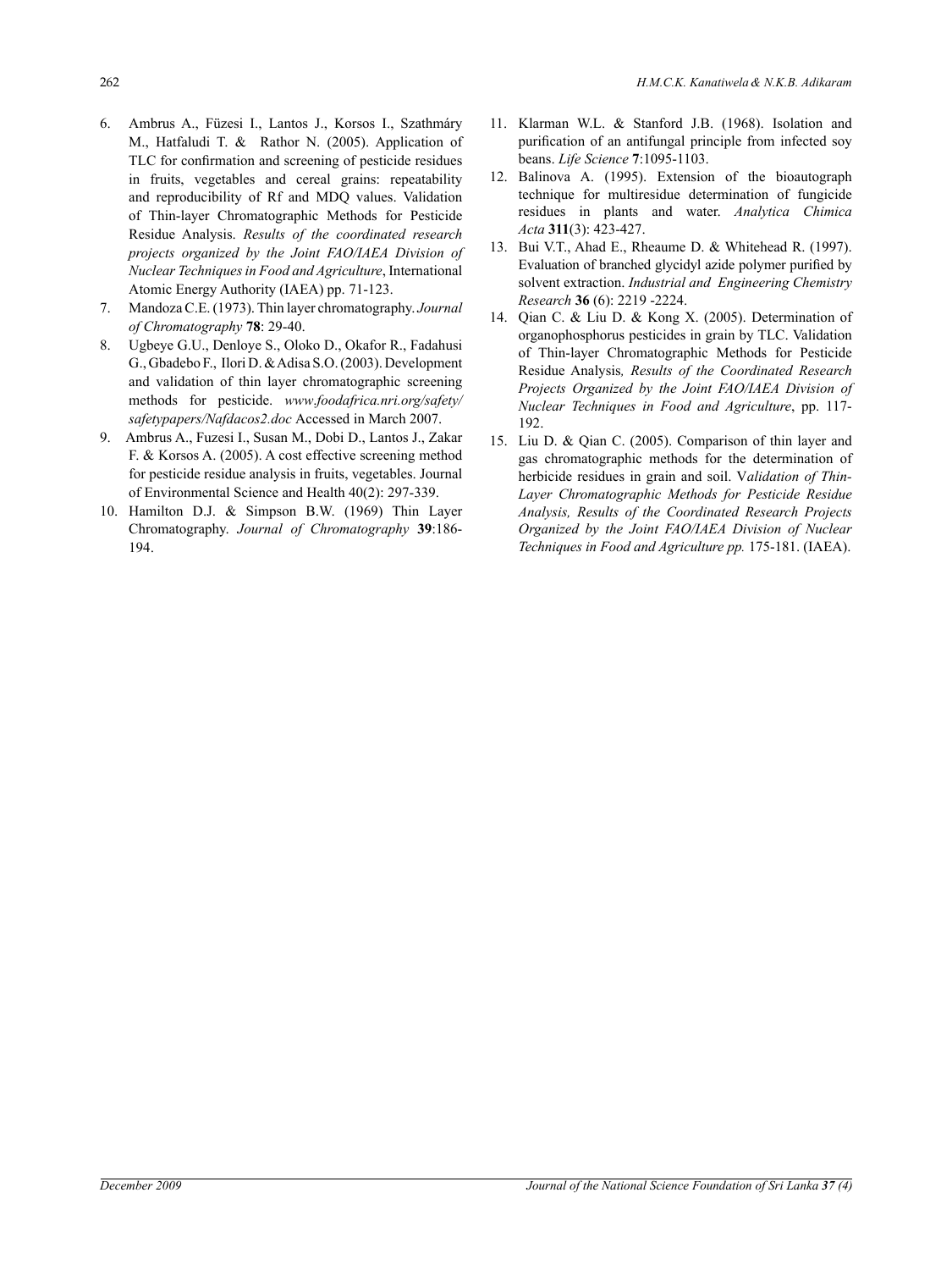6. Ambrus A., Füzesi I., Lantos J., Korsos I., Szathmáry M., Hatfaludi T. & Rathor N. (2005). Application of TLC for confirmation and screening of pesticide residues in fruits, vegetables and cereal grains: repeatability and reproducibility of Rf and MDQ values. Validation of Thin-layer Chromatographic Methods for Pesticide Residue Analysis. *Results of the coordinated research projects organized by the Joint FAO/IAEA Division of Nuclear Techniques in Food and Agriculture*, International Atomic Energy Authority (IAEA) pp. 71-123.
7. Mandoza C.E. (1973). Thin layer chromatography. *Journal of Chromatography* **78**: 29-40.
8. Ugbeye G.U., Denloye S., Oloko D., Okafor R., Fadahusi G., Gbadebo F., Ilori D. & Adisa S.O. (2003). Development and validation of thin layer chromatographic screening methods for pesticide. *www.foodafrica.nri.org/safety/safetypapers/Nafdacos2.doc* Accessed in March 2007.
9. Ambrus A., Fuzesi I., Susan M., Dobi D., Lantos J., Zakar F. & Korsos A. (2005). A cost effective screening method for pesticide residue analysis in fruits, vegetables. Journal of Environmental Science and Health 40(2): 297-339.
10. Hamilton D.J. & Simpson B.W. (1969) Thin Layer Chromatography. *Journal of Chromatography* **39**:186-194.
11. Klarman W.L. & Stanford J.B. (1968). Isolation and purification of an antifungal principle from infected soy beans. *Life Science* **7**:1095-1103.
12. Balinova A. (1995). Extension of the bioautograph technique for multiresidue determination of fungicide residues in plants and water. *Analytica Chimica Acta* **311**(3): 423-427.
13. Bui V.T., Ahad E., Rheaume D. & Whitehead R. (1997). Evaluation of branched glycidyl azide polymer purified by solvent extraction. *Industrial and Engineering Chemistry Research* **36** (6): 2219 -2224.
14. Qian C. & Liu D. & Kong X. (2005). Determination of organophosphorus pesticides in grain by TLC. Validation of Thin-layer Chromatographic Methods for Pesticide Residue Analysis*, Results of the Coordinated Research Projects Organized by the Joint FAO/IAEA Division of Nuclear Techniques in Food and Agriculture*, pp. 117-192.
15. Liu D. & Qian C. (2005). Comparison of thin layer and gas chromatographic methods for the determination of herbicide residues in grain and soil. V*alidation of Thin-Layer Chromatographic Methods for Pesticide Residue Analysis, Results of the Coordinated Research Projects Organized by the Joint FAO/IAEA Division of Nuclear Techniques in Food and Agriculture pp.* 175-181. (IAEA).